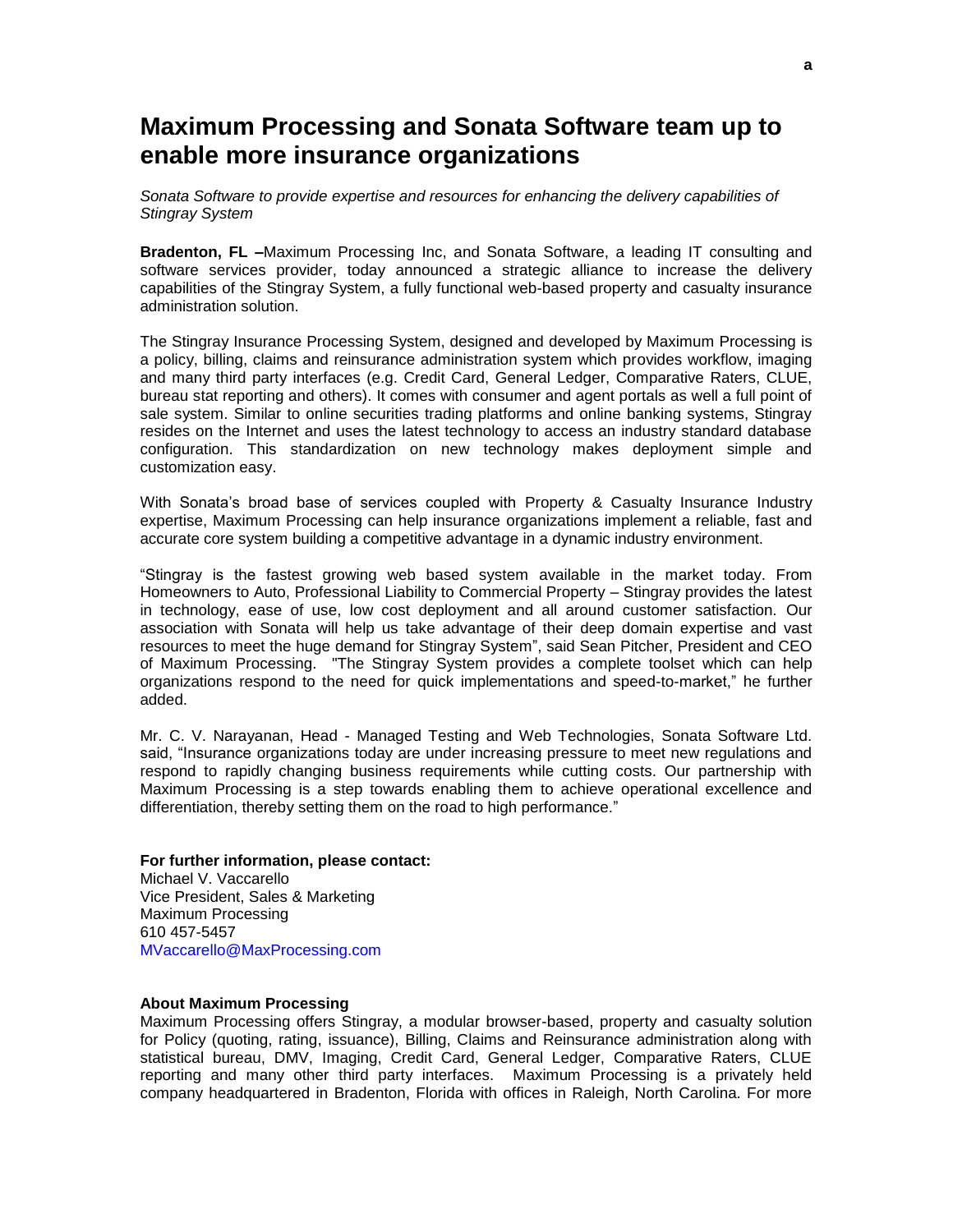# Maximum Processing and Sonata Software team up to enable more insurance organizations

*Sonata Software to provide expertise and resources for enhancing the delivery capabilities of Stingray System*

**Bradenton, FL –**Maximum Processing Inc, and Sonata Software, a leading IT consulting and software services provider, today announced a strategic alliance to increase the delivery capabilities of the Stingray System, a fully functional web-based property and casualty insurance administration solution.

The Stingray Insurance Processing System, designed and developed by Maximum Processing is a policy, billing, claims and reinsurance administration system which provides workflow, imaging and many third party interfaces (e.g. Credit Card, General Ledger, Comparative Raters, CLUE, bureau stat reporting and others). It comes with consumer and agent portals as well a full point of sale system. Similar to online securities trading platforms and online banking systems, Stingray resides on the Internet and uses the latest technology to access an industry standard database configuration. This standardization on new technology makes deployment simple and customization easy.

With Sonata's broad base of services coupled with Property & Casualty Insurance Industry expertise, Maximum Processing can help insurance organizations implement a reliable, fast and accurate core system building a competitive advantage in a dynamic industry environment.

"Stingray is the fastest growing web based system available in the market today. From Homeowners to Auto, Professional Liability to Commercial Property – Stingray provides the latest in technology, ease of use, low cost deployment and all around customer satisfaction. Our association with Sonata will help us take advantage of their deep domain expertise and vast resources to meet the huge demand for Stingray System", said Sean Pitcher, President and CEO of Maximum Processing. "The Stingray System provides a complete toolset which can help organizations respond to the need for quick implementations and speed-to-market," he further added.

Mr. C. V. Narayanan, Head - Managed Testing and Web Technologies, Sonata Software Ltd. said, "Insurance organizations today are under increasing pressure to meet new regulations and respond to rapidly changing business requirements while cutting costs. Our partnership with Maximum Processing is a step towards enabling them to achieve operational excellence and differentiation, thereby setting them on the road to high performance."

**For further information, please contact:**
Michael V. Vaccarello
Vice President, Sales & Marketing
Maximum Processing
610 457-5457
MVaccarello@MaxProcessing.com

**About Maximum Processing**
Maximum Processing offers Stingray, a modular browser-based, property and casualty solution for Policy (quoting, rating, issuance), Billing, Claims and Reinsurance administration along with statistical bureau, DMV, Imaging, Credit Card, General Ledger, Comparative Raters, CLUE reporting and many other third party interfaces. Maximum Processing is a privately held company headquartered in Bradenton, Florida with offices in Raleigh, North Carolina. For more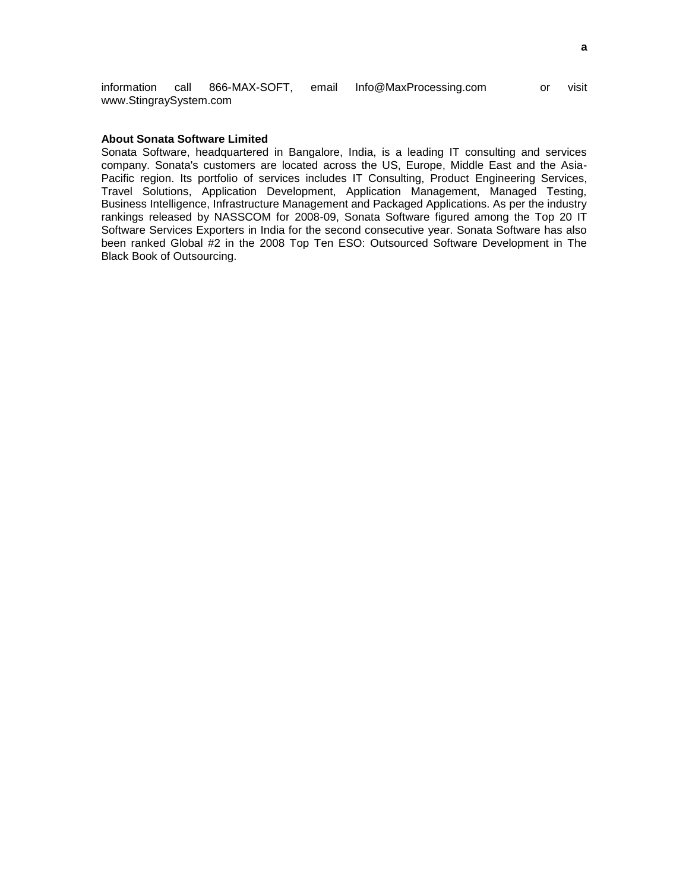information call 866-MAX-SOFT, email Info@MaxProcessing.com or visit www.StingraySystem.com

**About Sonata Software Limited**

Sonata Software, headquartered in Bangalore, India, is a leading IT consulting and services company. Sonata's customers are located across the US, Europe, Middle East and the Asia-Pacific region. Its portfolio of services includes IT Consulting, Product Engineering Services, Travel Solutions, Application Development, Application Management, Managed Testing, Business Intelligence, Infrastructure Management and Packaged Applications. As per the industry rankings released by NASSCOM for 2008-09, Sonata Software figured among the Top 20 IT Software Services Exporters in India for the second consecutive year. Sonata Software has also been ranked Global #2 in the 2008 Top Ten ESO: Outsourced Software Development in The Black Book of Outsourcing.